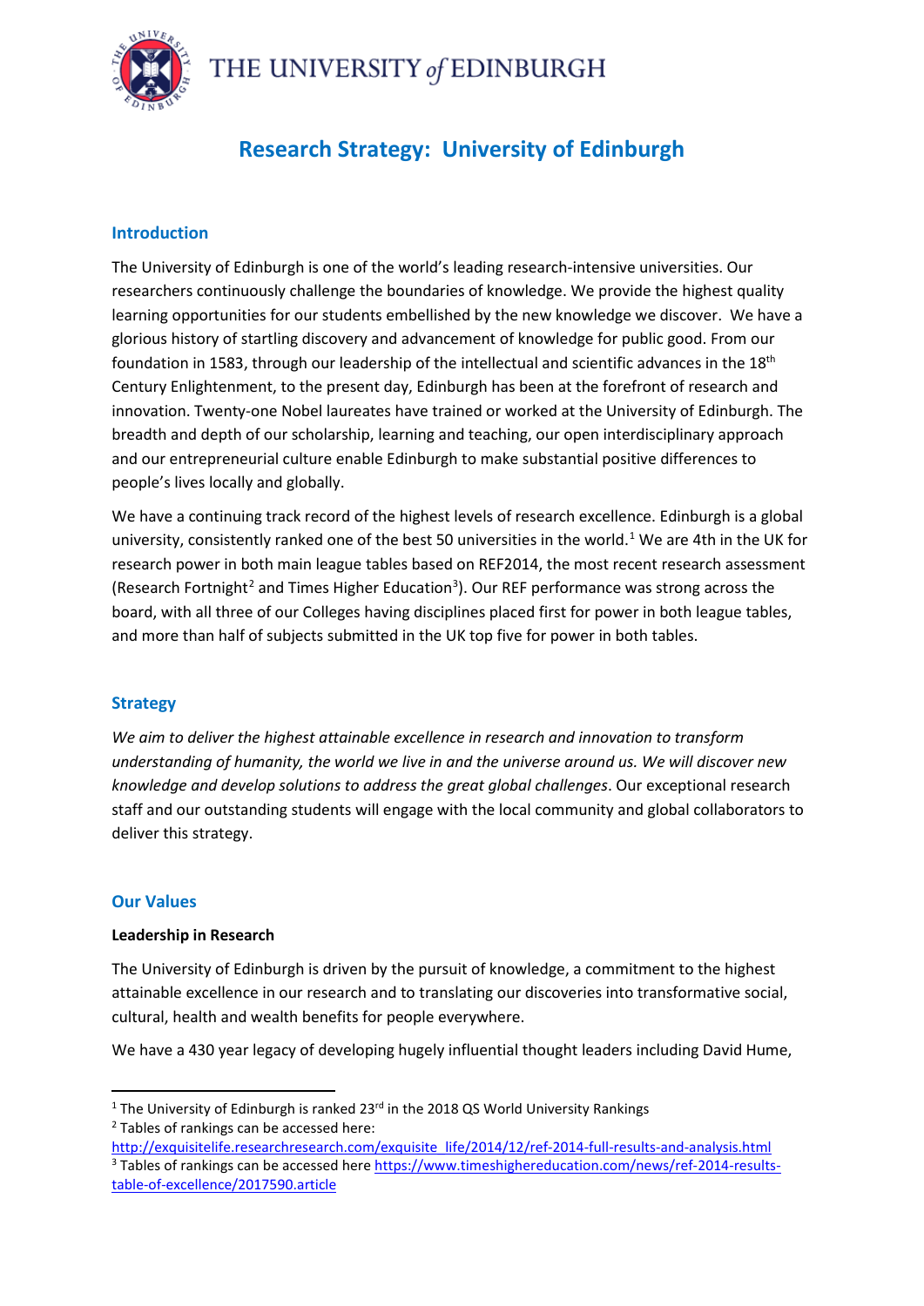THE UNIVERSITY of EDINBURGH

# Research Strategy: University of Edinburgh

## Introduction

The University of Edinburgh is one of the world's leading research-intensive universities. Our researchers continuously challenge the boundaries of knowledge. We provide the highest quality learning opportunities for our students embellished by the new knowledge we discover. We have a glorious history of startling discovery and advancement of knowledge for public good. From our foundation in 1583, through our leadership of the intellectual and scientific advances in the 18th Century Enlightenment, to the present day, Edinburgh has been at the forefront of research and innovation. Twenty-one Nobel laureates have trained or worked at the University of Edinburgh. The breadth and depth of our scholarship, learning and teaching, our open interdisciplinary approach and our entrepreneurial culture enable Edinburgh to make substantial positive differences to people's lives locally and globally.

We have a continuing track record of the highest levels of research excellence. Edinburgh is a global university, consistently ranked one of the best 50 universities in the world.[1] We are 4th in the UK for research power in both main league tables based on REF2014, the most recent research assessment (Research Fortnight[2] and Times Higher Education[3]). Our REF performance was strong across the board, with all three of our Colleges having disciplines placed first for power in both league tables, and more than half of subjects submitted in the UK top five for power in both tables.

## Strategy

*We aim to deliver the highest attainable excellence in research and innovation to transform understanding of humanity, the world we live in and the universe around us. We will discover new knowledge and develop solutions to address the great global challenges*. Our exceptional research staff and our outstanding students will engage with the local community and global collaborators to deliver this strategy.

## Our Values

### Leadership in Research

The University of Edinburgh is driven by the pursuit of knowledge, a commitment to the highest attainable excellence in our research and to translating our discoveries into transformative social, cultural, health and wealth benefits for people everywhere.

We have a 430 year legacy of developing hugely influential thought leaders including David Hume,

---

[1] The University of Edinburgh is ranked 23rd in the 2018 QS World University Rankings

[2] Tables of rankings can be accessed here: http://exquisitelife.researchresearch.com/exquisite_life/2014/12/ref-2014-full-results-and-analysis.html

[3] Tables of rankings can be accessed here https://www.timeshighereducation.com/news/ref-2014-results-table-of-excellence/2017590.article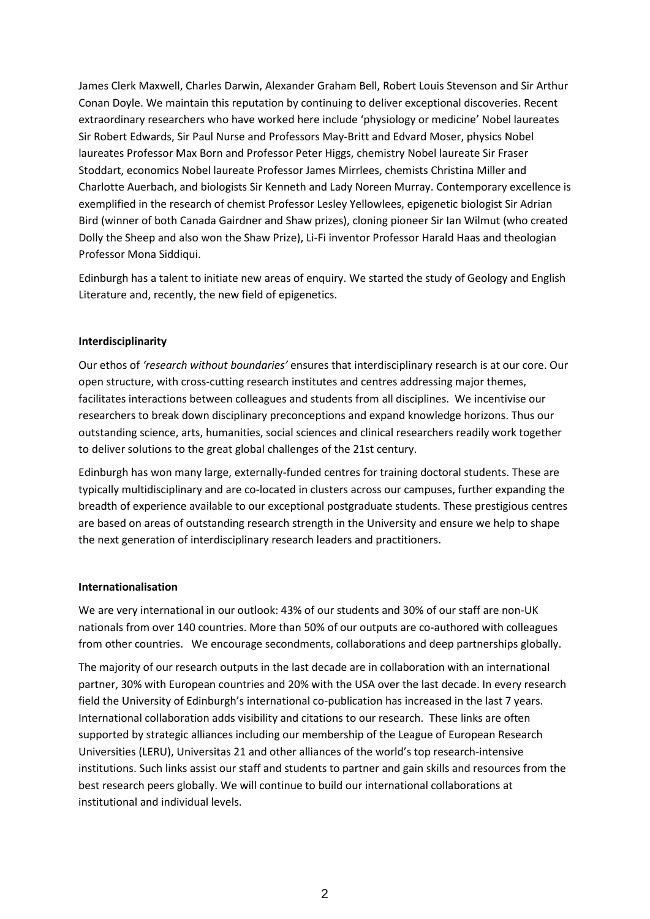James Clerk Maxwell, Charles Darwin, Alexander Graham Bell, Robert Louis Stevenson and Sir Arthur Conan Doyle. We maintain this reputation by continuing to deliver exceptional discoveries. Recent extraordinary researchers who have worked here include 'physiology or medicine' Nobel laureates Sir Robert Edwards, Sir Paul Nurse and Professors May-Britt and Edvard Moser, physics Nobel laureates Professor Max Born and Professor Peter Higgs, chemistry Nobel laureate Sir Fraser Stoddart, economics Nobel laureate Professor James Mirrlees, chemists Christina Miller and Charlotte Auerbach, and biologists Sir Kenneth and Lady Noreen Murray. Contemporary excellence is exemplified in the research of chemist Professor Lesley Yellowlees, epigenetic biologist Sir Adrian Bird (winner of both Canada Gairdner and Shaw prizes), cloning pioneer Sir Ian Wilmut (who created Dolly the Sheep and also won the Shaw Prize), Li-Fi inventor Professor Harald Haas and theologian Professor Mona Siddiqui.

Edinburgh has a talent to initiate new areas of enquiry. We started the study of Geology and English Literature and, recently, the new field of epigenetics.

**Interdisciplinarity**

Our ethos of *'research without boundaries'* ensures that interdisciplinary research is at our core. Our open structure, with cross-cutting research institutes and centres addressing major themes, facilitates interactions between colleagues and students from all disciplines. We incentivise our researchers to break down disciplinary preconceptions and expand knowledge horizons. Thus our outstanding science, arts, humanities, social sciences and clinical researchers readily work together to deliver solutions to the great global challenges of the 21st century.

Edinburgh has won many large, externally-funded centres for training doctoral students. These are typically multidisciplinary and are co-located in clusters across our campuses, further expanding the breadth of experience available to our exceptional postgraduate students. These prestigious centres are based on areas of outstanding research strength in the University and ensure we help to shape the next generation of interdisciplinary research leaders and practitioners.

**Internationalisation**

We are very international in our outlook: 43% of our students and 30% of our staff are non-UK nationals from over 140 countries. More than 50% of our outputs are co-authored with colleagues from other countries. We encourage secondments, collaborations and deep partnerships globally.

The majority of our research outputs in the last decade are in collaboration with an international partner, 30% with European countries and 20% with the USA over the last decade. In every research field the University of Edinburgh's international co-publication has increased in the last 7 years. International collaboration adds visibility and citations to our research. These links are often supported by strategic alliances including our membership of the League of European Research Universities (LERU), Universitas 21 and other alliances of the world's top research-intensive institutions. Such links assist our staff and students to partner and gain skills and resources from the best research peers globally. We will continue to build our international collaborations at institutional and individual levels.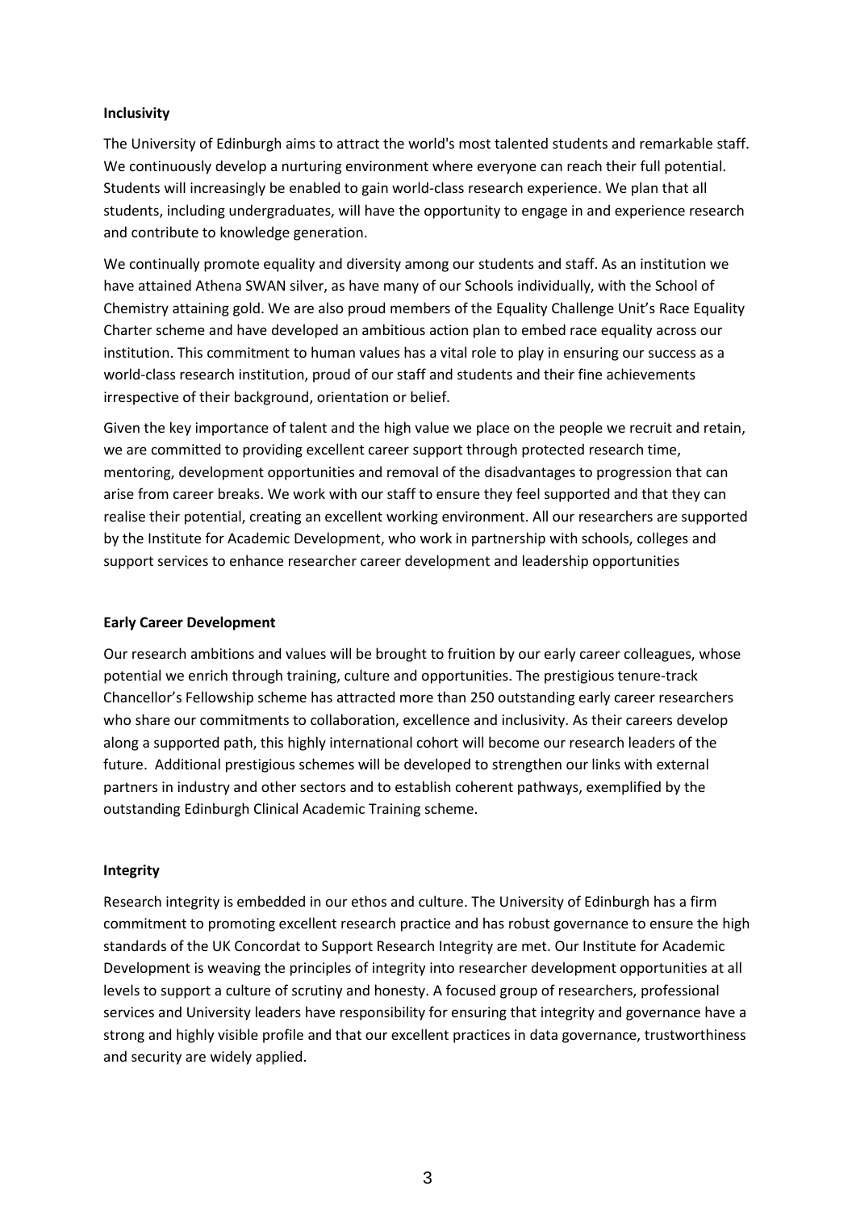**Inclusivity**

The University of Edinburgh aims to attract the world's most talented students and remarkable staff. We continuously develop a nurturing environment where everyone can reach their full potential. Students will increasingly be enabled to gain world-class research experience. We plan that all students, including undergraduates, will have the opportunity to engage in and experience research and contribute to knowledge generation.

We continually promote equality and diversity among our students and staff. As an institution we have attained Athena SWAN silver, as have many of our Schools individually, with the School of Chemistry attaining gold. We are also proud members of the Equality Challenge Unit's Race Equality Charter scheme and have developed an ambitious action plan to embed race equality across our institution. This commitment to human values has a vital role to play in ensuring our success as a world-class research institution, proud of our staff and students and their fine achievements irrespective of their background, orientation or belief.

Given the key importance of talent and the high value we place on the people we recruit and retain, we are committed to providing excellent career support through protected research time, mentoring, development opportunities and removal of the disadvantages to progression that can arise from career breaks. We work with our staff to ensure they feel supported and that they can realise their potential, creating an excellent working environment. All our researchers are supported by the Institute for Academic Development, who work in partnership with schools, colleges and support services to enhance researcher career development and leadership opportunities

**Early Career Development**

Our research ambitions and values will be brought to fruition by our early career colleagues, whose potential we enrich through training, culture and opportunities. The prestigious tenure-track Chancellor's Fellowship scheme has attracted more than 250 outstanding early career researchers who share our commitments to collaboration, excellence and inclusivity. As their careers develop along a supported path, this highly international cohort will become our research leaders of the future. Additional prestigious schemes will be developed to strengthen our links with external partners in industry and other sectors and to establish coherent pathways, exemplified by the outstanding Edinburgh Clinical Academic Training scheme.

**Integrity**

Research integrity is embedded in our ethos and culture. The University of Edinburgh has a firm commitment to promoting excellent research practice and has robust governance to ensure the high standards of the UK Concordat to Support Research Integrity are met. Our Institute for Academic Development is weaving the principles of integrity into researcher development opportunities at all levels to support a culture of scrutiny and honesty. A focused group of researchers, professional services and University leaders have responsibility for ensuring that integrity and governance have a strong and highly visible profile and that our excellent practices in data governance, trustworthiness and security are widely applied.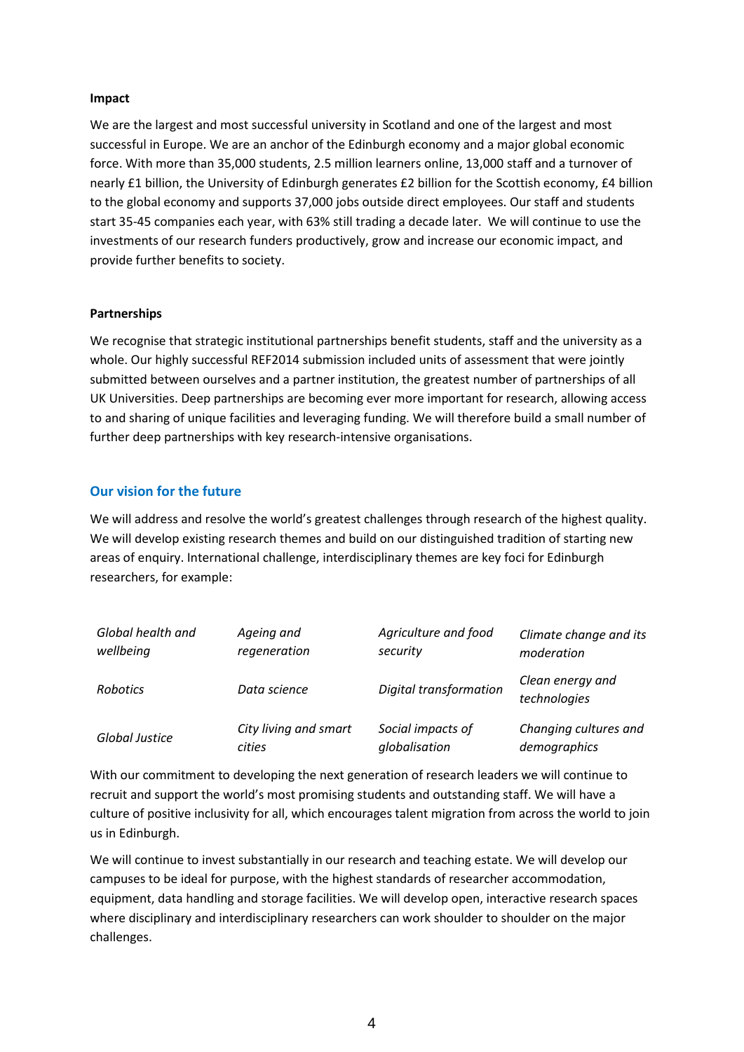**Impact**

We are the largest and most successful university in Scotland and one of the largest and most successful in Europe. We are an anchor of the Edinburgh economy and a major global economic force. With more than 35,000 students, 2.5 million learners online, 13,000 staff and a turnover of nearly £1 billion, the University of Edinburgh generates £2 billion for the Scottish economy, £4 billion to the global economy and supports 37,000 jobs outside direct employees. Our staff and students start 35-45 companies each year, with 63% still trading a decade later. We will continue to use the investments of our research funders productively, grow and increase our economic impact, and provide further benefits to society.

**Partnerships**

We recognise that strategic institutional partnerships benefit students, staff and the university as a whole. Our highly successful REF2014 submission included units of assessment that were jointly submitted between ourselves and a partner institution, the greatest number of partnerships of all UK Universities. Deep partnerships are becoming ever more important for research, allowing access to and sharing of unique facilities and leveraging funding. We will therefore build a small number of further deep partnerships with key research-intensive organisations.

## Our vision for the future

We will address and resolve the world's greatest challenges through research of the highest quality. We will develop existing research themes and build on our distinguished tradition of starting new areas of enquiry. International challenge, interdisciplinary themes are key foci for Edinburgh researchers, for example:

| | | | |
|---|---|---|---|
| *Global health and wellbeing* | *Ageing and regeneration* | *Agriculture and food security* | *Climate change and its moderation* |
| *Robotics* | *Data science* | *Digital transformation* | *Clean energy and technologies* |
| *Global Justice* | *City living and smart cities* | *Social impacts of globalisation* | *Changing cultures and demographics* |

With our commitment to developing the next generation of research leaders we will continue to recruit and support the world's most promising students and outstanding staff. We will have a culture of positive inclusivity for all, which encourages talent migration from across the world to join us in Edinburgh.

We will continue to invest substantially in our research and teaching estate. We will develop our campuses to be ideal for purpose, with the highest standards of researcher accommodation, equipment, data handling and storage facilities. We will develop open, interactive research spaces where disciplinary and interdisciplinary researchers can work shoulder to shoulder on the major challenges.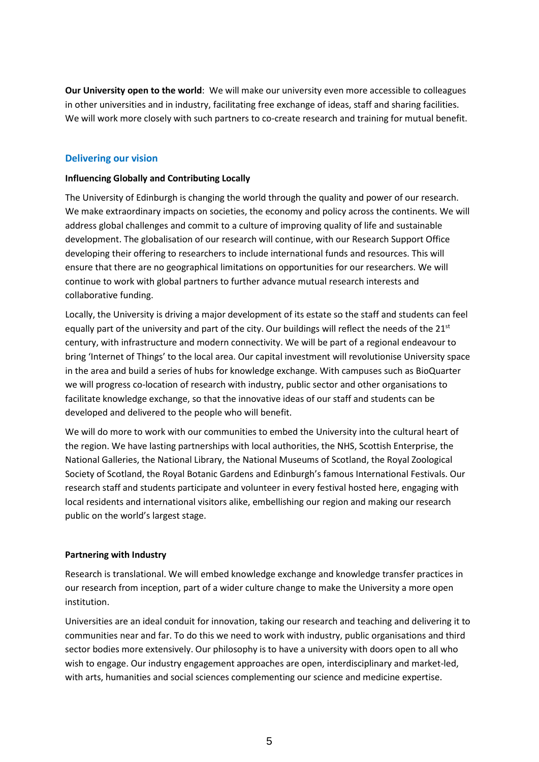**Our University open to the world**: We will make our university even more accessible to colleagues in other universities and in industry, facilitating free exchange of ideas, staff and sharing facilities. We will work more closely with such partners to co-create research and training for mutual benefit.

## Delivering our vision

**Influencing Globally and Contributing Locally**

The University of Edinburgh is changing the world through the quality and power of our research. We make extraordinary impacts on societies, the economy and policy across the continents. We will address global challenges and commit to a culture of improving quality of life and sustainable development. The globalisation of our research will continue, with our Research Support Office developing their offering to researchers to include international funds and resources. This will ensure that there are no geographical limitations on opportunities for our researchers. We will continue to work with global partners to further advance mutual research interests and collaborative funding.

Locally, the University is driving a major development of its estate so the staff and students can feel equally part of the university and part of the city. Our buildings will reflect the needs of the 21st century, with infrastructure and modern connectivity. We will be part of a regional endeavour to bring 'Internet of Things' to the local area. Our capital investment will revolutionise University space in the area and build a series of hubs for knowledge exchange. With campuses such as BioQuarter we will progress co-location of research with industry, public sector and other organisations to facilitate knowledge exchange, so that the innovative ideas of our staff and students can be developed and delivered to the people who will benefit.

We will do more to work with our communities to embed the University into the cultural heart of the region. We have lasting partnerships with local authorities, the NHS, Scottish Enterprise, the National Galleries, the National Library, the National Museums of Scotland, the Royal Zoological Society of Scotland, the Royal Botanic Gardens and Edinburgh's famous International Festivals. Our research staff and students participate and volunteer in every festival hosted here, engaging with local residents and international visitors alike, embellishing our region and making our research public on the world's largest stage.

**Partnering with Industry**

Research is translational. We will embed knowledge exchange and knowledge transfer practices in our research from inception, part of a wider culture change to make the University a more open institution.

Universities are an ideal conduit for innovation, taking our research and teaching and delivering it to communities near and far. To do this we need to work with industry, public organisations and third sector bodies more extensively. Our philosophy is to have a university with doors open to all who wish to engage. Our industry engagement approaches are open, interdisciplinary and market-led, with arts, humanities and social sciences complementing our science and medicine expertise.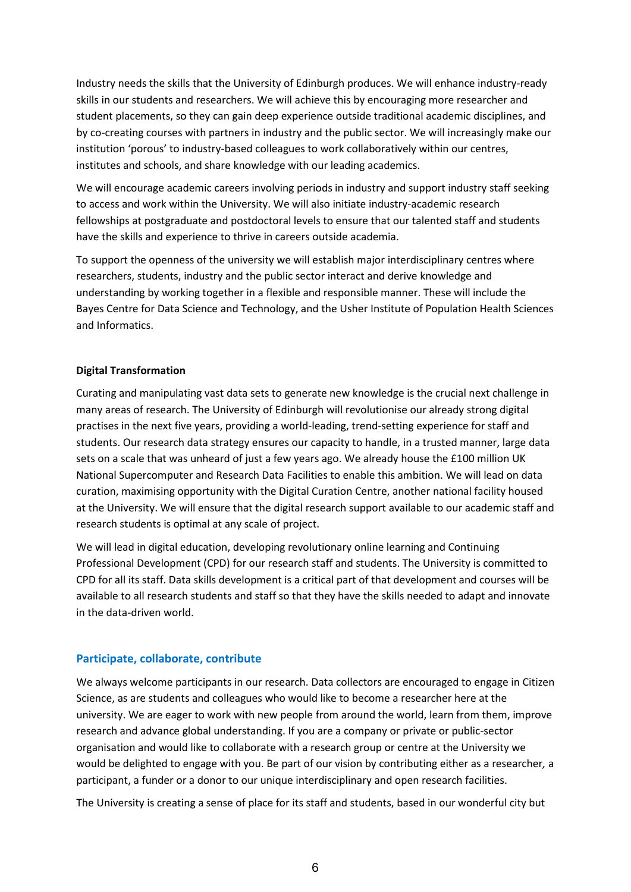Industry needs the skills that the University of Edinburgh produces. We will enhance industry-ready skills in our students and researchers. We will achieve this by encouraging more researcher and student placements, so they can gain deep experience outside traditional academic disciplines, and by co-creating courses with partners in industry and the public sector. We will increasingly make our institution 'porous' to industry-based colleagues to work collaboratively within our centres, institutes and schools, and share knowledge with our leading academics.

We will encourage academic careers involving periods in industry and support industry staff seeking to access and work within the University. We will also initiate industry-academic research fellowships at postgraduate and postdoctoral levels to ensure that our talented staff and students have the skills and experience to thrive in careers outside academia.

To support the openness of the university we will establish major interdisciplinary centres where researchers, students, industry and the public sector interact and derive knowledge and understanding by working together in a flexible and responsible manner. These will include the Bayes Centre for Data Science and Technology, and the Usher Institute of Population Health Sciences and Informatics.

**Digital Transformation**

Curating and manipulating vast data sets to generate new knowledge is the crucial next challenge in many areas of research. The University of Edinburgh will revolutionise our already strong digital practises in the next five years, providing a world-leading, trend-setting experience for staff and students. Our research data strategy ensures our capacity to handle, in a trusted manner, large data sets on a scale that was unheard of just a few years ago. We already house the £100 million UK National Supercomputer and Research Data Facilities to enable this ambition. We will lead on data curation, maximising opportunity with the Digital Curation Centre, another national facility housed at the University. We will ensure that the digital research support available to our academic staff and research students is optimal at any scale of project.

We will lead in digital education, developing revolutionary online learning and Continuing Professional Development (CPD) for our research staff and students. The University is committed to CPD for all its staff. Data skills development is a critical part of that development and courses will be available to all research students and staff so that they have the skills needed to adapt and innovate in the data-driven world.

## Participate, collaborate, contribute

We always welcome participants in our research. Data collectors are encouraged to engage in Citizen Science, as are students and colleagues who would like to become a researcher here at the university. We are eager to work with new people from around the world, learn from them, improve research and advance global understanding. If you are a company or private or public-sector organisation and would like to collaborate with a research group or centre at the University we would be delighted to engage with you. Be part of our vision by contributing either as a researcher, a participant, a funder or a donor to our unique interdisciplinary and open research facilities.

The University is creating a sense of place for its staff and students, based in our wonderful city but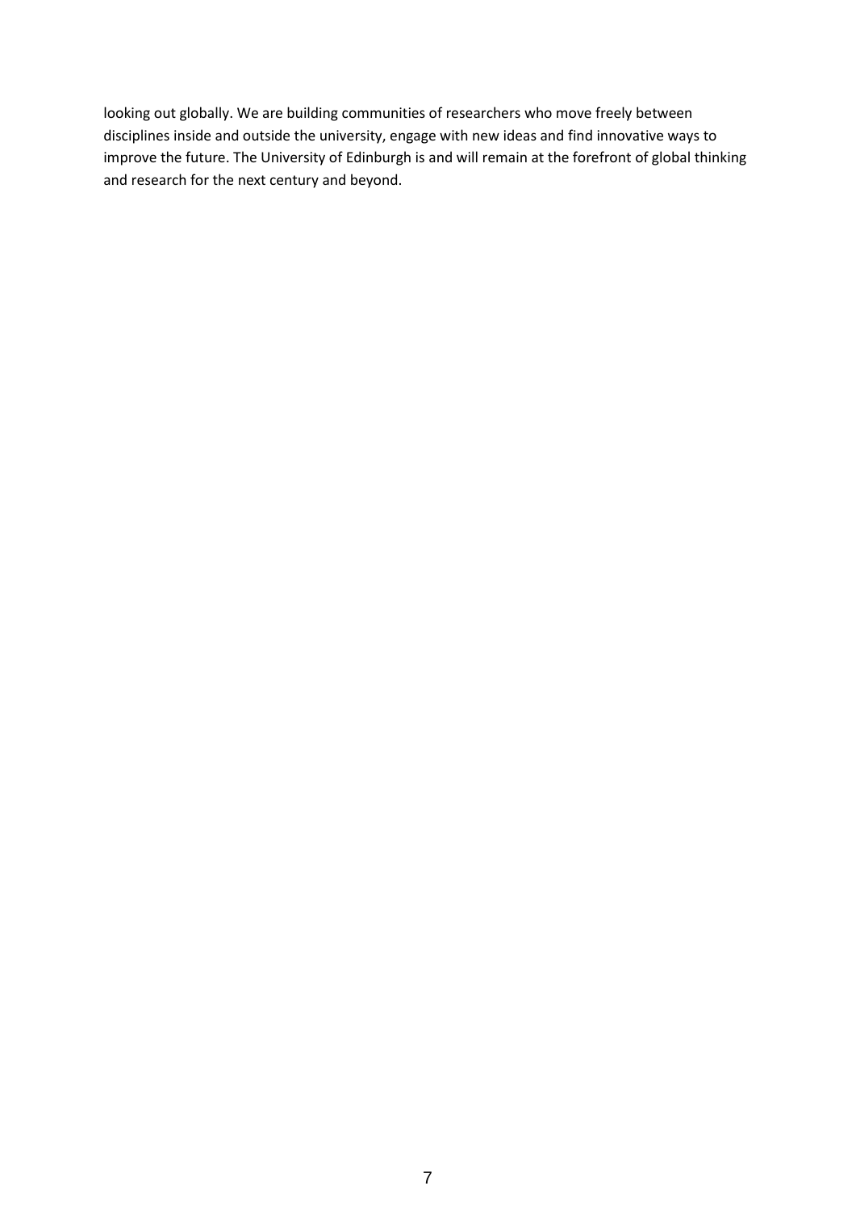looking out globally. We are building communities of researchers who move freely between disciplines inside and outside the university, engage with new ideas and find innovative ways to improve the future. The University of Edinburgh is and will remain at the forefront of global thinking and research for the next century and beyond.